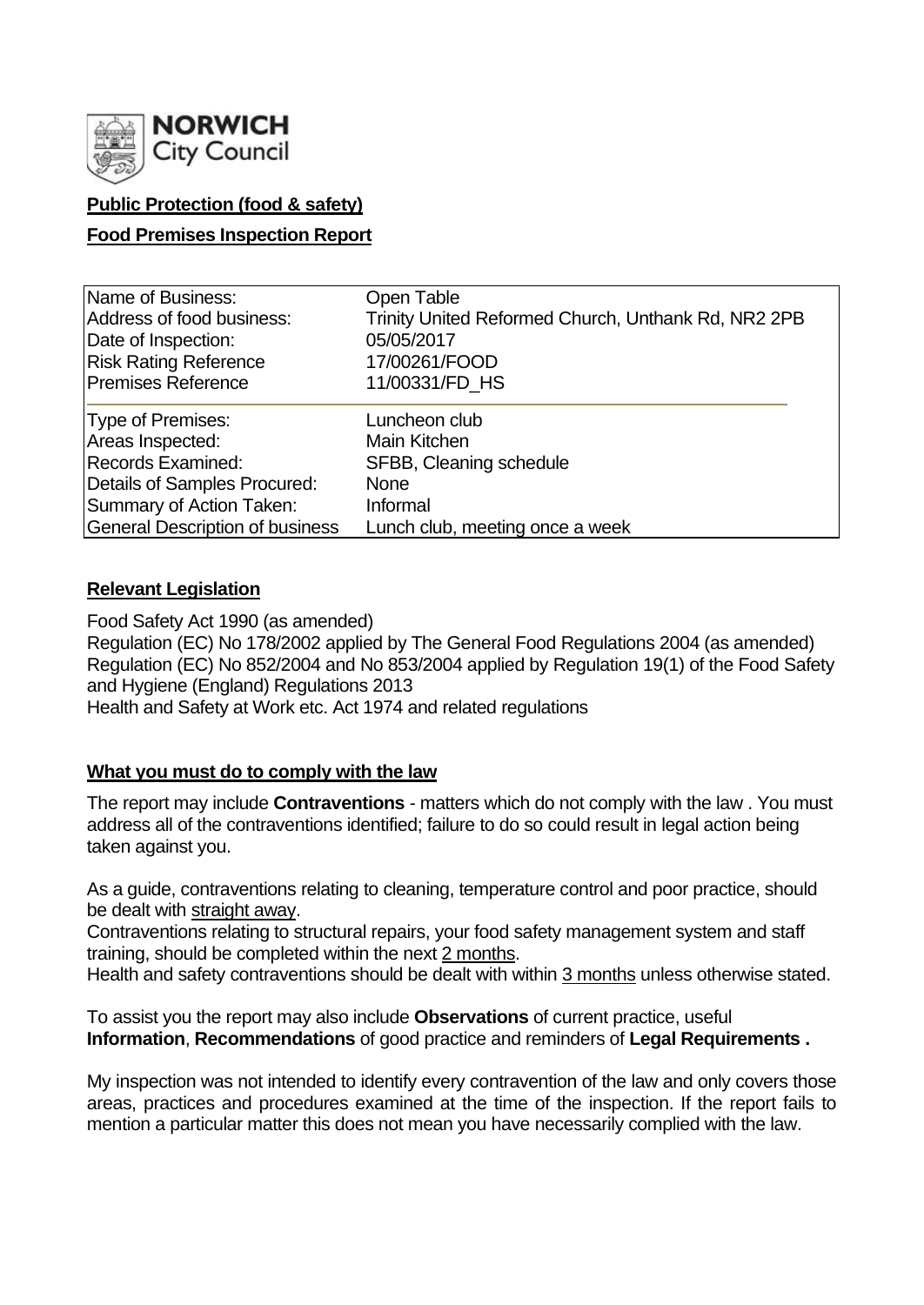**NORWICH City Council**

**Public Protection (food & safety)**

**Food Premises Inspection Report**

| | |
|---|---|
| Name of Business: | Open Table |
| Address of food business: | Trinity United Reformed Church, Unthank Rd, NR2 2PB |
| Date of Inspection: | 05/05/2017 |
| Risk Rating Reference | 17/00261/FOOD |
| Premises Reference | 11/00331/FD_HS |
| Type of Premises: | Luncheon club |
| Areas Inspected: | Main Kitchen |
| Records Examined: | SFBB, Cleaning schedule |
| Details of Samples Procured: | None |
| Summary of Action Taken: | Informal |
| General Description of business | Lunch club, meeting once a week |

## Relevant Legislation

Food Safety Act 1990 (as amended)
Regulation (EC) No 178/2002 applied by The General Food Regulations 2004 (as amended)
Regulation (EC) No 852/2004 and No 853/2004 applied by Regulation 19(1) of the Food Safety and Hygiene (England) Regulations 2013
Health and Safety at Work etc. Act 1974 and related regulations

## What you must do to comply with the law

The report may include **Contraventions** - matters which do not comply with the law . You must address all of the contraventions identified; failure to do so could result in legal action being taken against you.

As a guide, contraventions relating to cleaning, temperature control and poor practice, should be dealt with straight away.

Contraventions relating to structural repairs, your food safety management system and staff training, should be completed within the next 2 months.

Health and safety contraventions should be dealt with within 3 months unless otherwise stated.

To assist you the report may also include **Observations** of current practice, useful **Information**, **Recommendations** of good practice and reminders of **Legal Requirements .**

My inspection was not intended to identify every contravention of the law and only covers those areas, practices and procedures examined at the time of the inspection. If the report fails to mention a particular matter this does not mean you have necessarily complied with the law.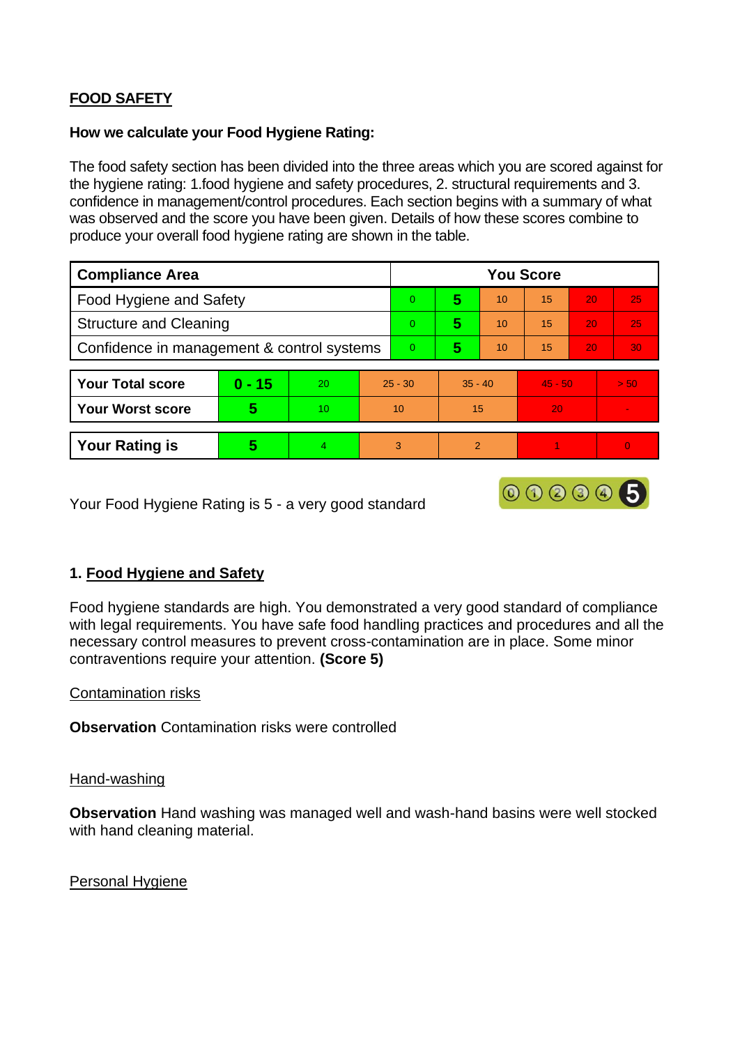**FOOD SAFETY**

**How we calculate your Food Hygiene Rating:**

The food safety section has been divided into the three areas which you are scored against for the hygiene rating: 1.food hygiene and safety procedures, 2. structural requirements and 3. confidence in management/control procedures. Each section begins with a summary of what was observed and the score you have been given. Details of how these scores combine to produce your overall food hygiene rating are shown in the table.

| Compliance Area | You Score | | | | | |
|---|---|---|---|---|---|---|
| Food Hygiene and Safety | 0 | **5** | 10 | 15 | 20 | 25 |
| Structure and Cleaning | 0 | **5** | 10 | 15 | 20 | 25 |
| Confidence in management & control systems | 0 | **5** | 10 | 15 | 20 | 30 |

| | | | | | | |
|---|---|---|---|---|---|---|
| **Your Total score** | **0 - 15** | 20 | 25 - 30 | 35 - 40 | 45 - 50 | > 50 |
| **Your Worst score** | **5** | 10 | 10 | 15 | 20 | - |
| **Your Rating is** | **5** | 4 | 3 | 2 | 1 | 0 |

Your Food Hygiene Rating is 5 - a very good standard

## 1. Food Hygiene and Safety

Food hygiene standards are high. You demonstrated a very good standard of compliance with legal requirements. You have safe food handling practices and procedures and all the necessary control measures to prevent cross-contamination are in place. Some minor contraventions require your attention. **(Score 5)**

Contamination risks

**Observation** Contamination risks were controlled

Hand-washing

**Observation** Hand washing was managed well and wash-hand basins were well stocked with hand cleaning material.

Personal Hygiene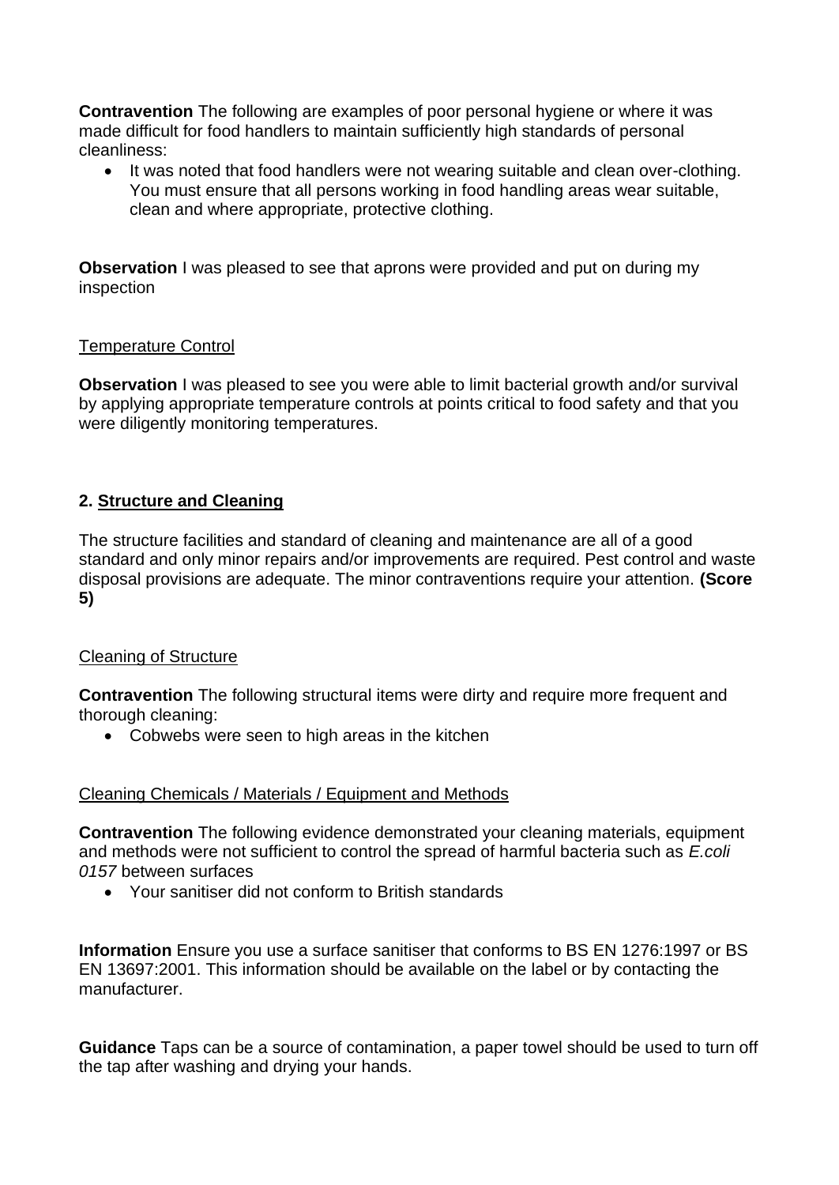**Contravention** The following are examples of poor personal hygiene or where it was made difficult for food handlers to maintain sufficiently high standards of personal cleanliness:

- It was noted that food handlers were not wearing suitable and clean over-clothing. You must ensure that all persons working in food handling areas wear suitable, clean and where appropriate, protective clothing.

**Observation** I was pleased to see that aprons were provided and put on during my inspection

Temperature Control

**Observation** I was pleased to see you were able to limit bacterial growth and/or survival by applying appropriate temperature controls at points critical to food safety and that you were diligently monitoring temperatures.

## 2. Structure and Cleaning

The structure facilities and standard of cleaning and maintenance are all of a good standard and only minor repairs and/or improvements are required. Pest control and waste disposal provisions are adequate. The minor contraventions require your attention. **(Score 5)**

Cleaning of Structure

**Contravention** The following structural items were dirty and require more frequent and thorough cleaning:

- Cobwebs were seen to high areas in the kitchen

Cleaning Chemicals / Materials / Equipment and Methods

**Contravention** The following evidence demonstrated your cleaning materials, equipment and methods were not sufficient to control the spread of harmful bacteria such as *E.coli 0157* between surfaces

- Your sanitiser did not conform to British standards

**Information** Ensure you use a surface sanitiser that conforms to BS EN 1276:1997 or BS EN 13697:2001. This information should be available on the label or by contacting the manufacturer.

**Guidance** Taps can be a source of contamination, a paper towel should be used to turn off the tap after washing and drying your hands.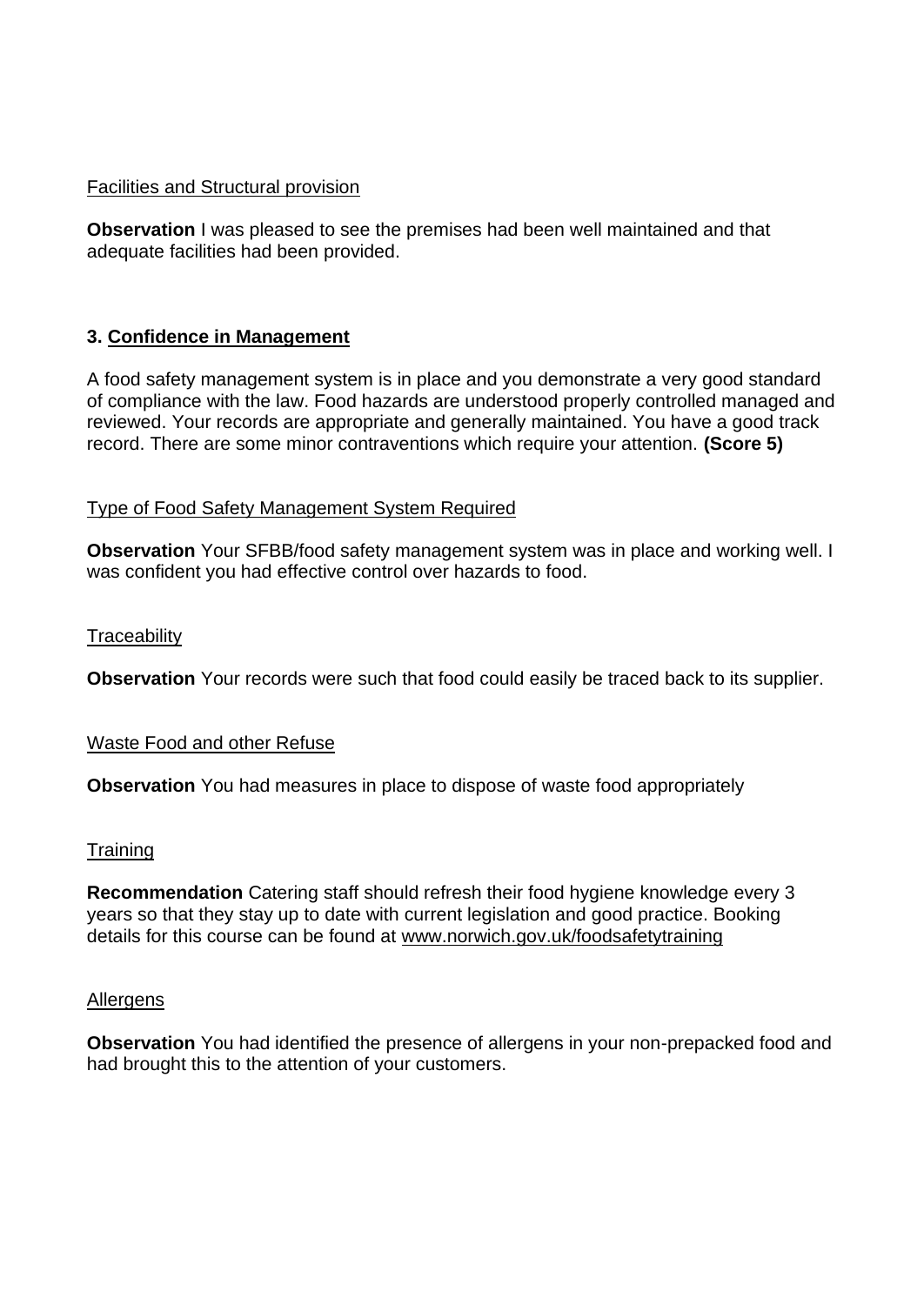Facilities and Structural provision

**Observation** I was pleased to see the premises had been well maintained and that adequate facilities had been provided.

## 3. Confidence in Management

A food safety management system is in place and you demonstrate a very good standard of compliance with the law. Food hazards are understood properly controlled managed and reviewed. Your records are appropriate and generally maintained. You have a good track record. There are some minor contraventions which require your attention. **(Score 5)**

Type of Food Safety Management System Required

**Observation** Your SFBB/food safety management system was in place and working well. I was confident you had effective control over hazards to food.

Traceability

**Observation** Your records were such that food could easily be traced back to its supplier.

Waste Food and other Refuse

**Observation** You had measures in place to dispose of waste food appropriately

Training

**Recommendation** Catering staff should refresh their food hygiene knowledge every 3 years so that they stay up to date with current legislation and good practice. Booking details for this course can be found at www.norwich.gov.uk/foodsafetytraining

Allergens

**Observation** You had identified the presence of allergens in your non-prepacked food and had brought this to the attention of your customers.